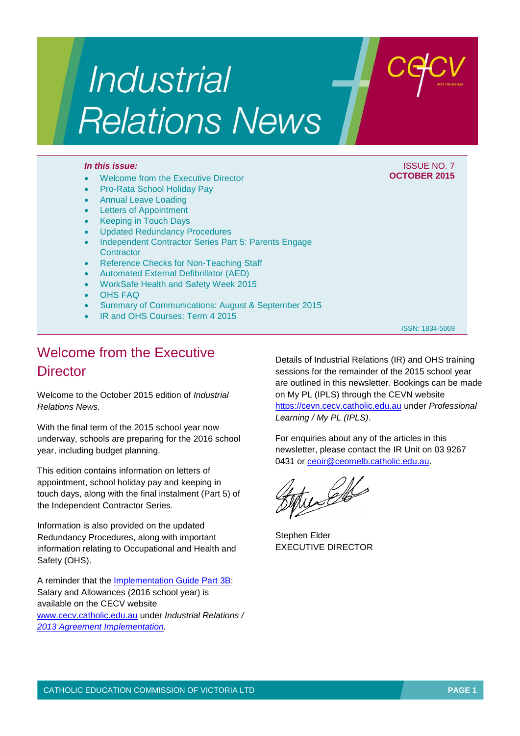# Industrial Relations News

**In this issue:**

- Welcome from the Executive Director
- Pro-Rata School Holiday Pay
- Annual Leave Loading
- Letters of Appointment
- Keeping in Touch Days
- Updated Redundancy Procedures
- Independent Contractor Series Part 5: Parents Engage Contractor
- Reference Checks for Non-Teaching Staff
- Automated External Defibrillator (AED)
- WorkSafe Health and Safety Week 2015
- OHS FAQ
- Summary of Communications: August & September 2015
- IR and OHS Courses: Term 4 2015

ISSUE NO. 7
**OCTOBER 2015**

ISSN: 1834-5069

## Welcome from the Executive Director

Welcome to the October 2015 edition of *Industrial Relations News*.

With the final term of the 2015 school year now underway, schools are preparing for the 2016 school year, including budget planning.

This edition contains information on letters of appointment, school holiday pay and keeping in touch days, along with the final instalment (Part 5) of the Independent Contractor Series.

Information is also provided on the updated Redundancy Procedures, along with important information relating to Occupational and Health and Safety (OHS).

A reminder that the Implementation Guide Part 3B: Salary and Allowances (2016 school year) is available on the CECV website www.cecv.catholic.edu.au under *Industrial Relations / 2013 Agreement Implementation*.

Details of Industrial Relations (IR) and OHS training sessions for the remainder of the 2015 school year are outlined in this newsletter. Bookings can be made on My PL (IPLS) through the CEVN website https://cevn.cecv.catholic.edu.au under *Professional Learning / My PL (IPLS)*.

For enquiries about any of the articles in this newsletter, please contact the IR Unit on 03 9267 0431 or ceoir@ceomelb.catholic.edu.au.

Stephen Elder
EXECUTIVE DIRECTOR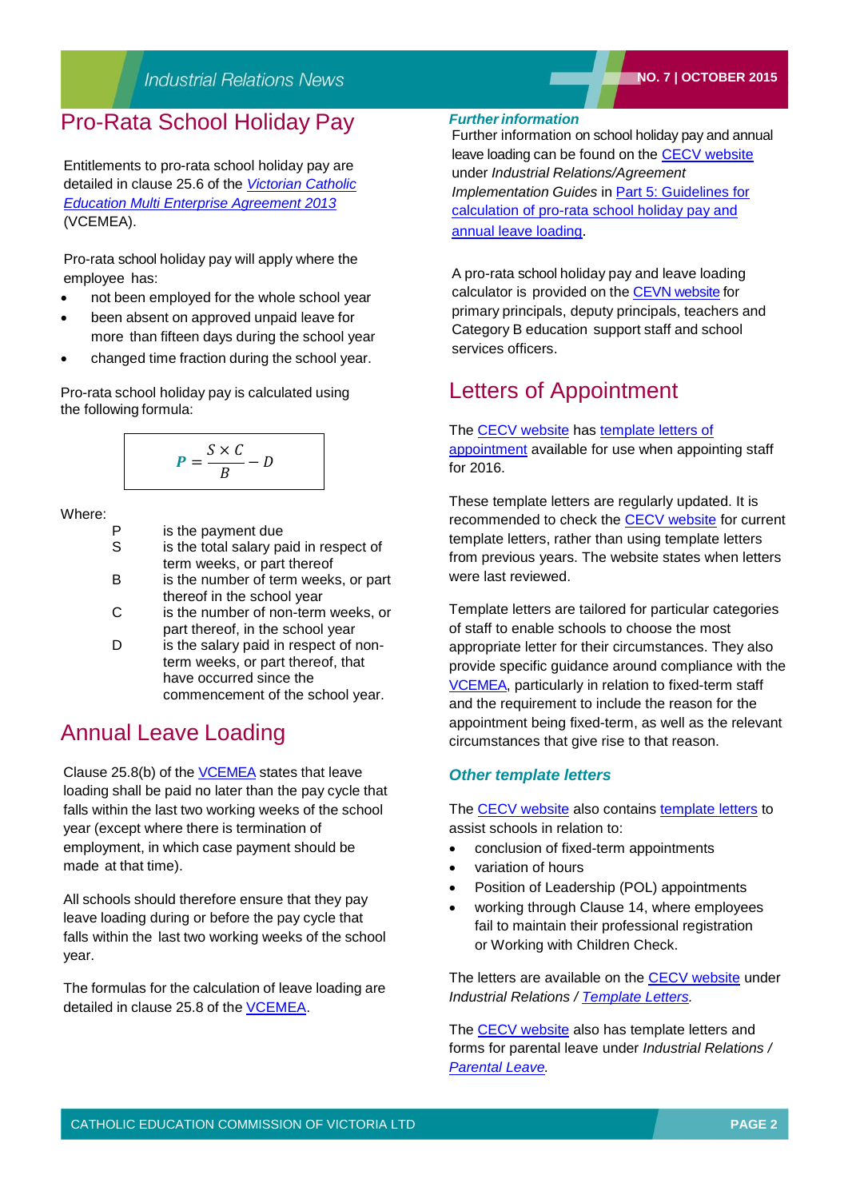## Pro-Rata School Holiday Pay

Entitlements to pro-rata school holiday pay are detailed in clause 25.6 of the *Victorian Catholic Education Multi Enterprise Agreement 2013* (VCEMEA).

Pro-rata school holiday pay will apply where the employee has:

- not been employed for the whole school year
- been absent on approved unpaid leave for more than fifteen days during the school year
- changed time fraction during the school year.

Pro-rata school holiday pay is calculated using the following formula:

$$P = \frac{S \times C}{B} - D$$

Where:

| | |
|---|---|
| P | is the payment due |
| S | is the total salary paid in respect of term weeks, or part thereof |
| B | is the number of term weeks, or part thereof in the school year |
| C | is the number of non-term weeks, or part thereof, in the school year |
| D | is the salary paid in respect of non-term weeks, or part thereof, that have occurred since the commencement of the school year. |

## Annual Leave Loading

Clause 25.8(b) of the VCEMEA states that leave loading shall be paid no later than the pay cycle that falls within the last two working weeks of the school year (except where there is termination of employment, in which case payment should be made at that time).

All schools should therefore ensure that they pay leave loading during or before the pay cycle that falls within the last two working weeks of the school year.

The formulas for the calculation of leave loading are detailed in clause 25.8 of the VCEMEA.

### *Further information*

Further information on school holiday pay and annual leave loading can be found on the CECV website under *Industrial Relations/Agreement Implementation Guides* in Part 5: Guidelines for calculation of pro-rata school holiday pay and annual leave loading.

A pro-rata school holiday pay and leave loading calculator is provided on the CEVN website for primary principals, deputy principals, teachers and Category B education support staff and school services officers.

## Letters of Appointment

The CECV website has template letters of appointment available for use when appointing staff for 2016.

These template letters are regularly updated. It is recommended to check the CECV website for current template letters, rather than using template letters from previous years. The website states when letters were last reviewed.

Template letters are tailored for particular categories of staff to enable schools to choose the most appropriate letter for their circumstances. They also provide specific guidance around compliance with the VCEMEA, particularly in relation to fixed-term staff and the requirement to include the reason for the appointment being fixed-term, as well as the relevant circumstances that give rise to that reason.

### *Other template letters*

The CECV website also contains template letters to assist schools in relation to:

- conclusion of fixed-term appointments
- variation of hours
- Position of Leadership (POL) appointments
- working through Clause 14, where employees fail to maintain their professional registration or Working with Children Check.

The letters are available on the CECV website under *Industrial Relations / Template Letters.*

The CECV website also has template letters and forms for parental leave under *Industrial Relations / Parental Leave.*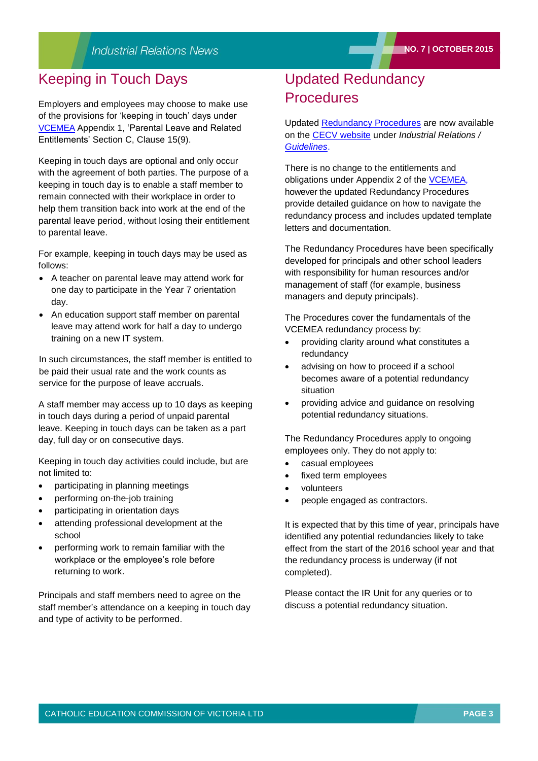## Keeping in Touch Days

Employers and employees may choose to make use of the provisions for 'keeping in touch' days under VCEMEA Appendix 1, 'Parental Leave and Related Entitlements' Section C, Clause 15(9).

Keeping in touch days are optional and only occur with the agreement of both parties. The purpose of a keeping in touch day is to enable a staff member to remain connected with their workplace in order to help them transition back into work at the end of the parental leave period, without losing their entitlement to parental leave.

For example, keeping in touch days may be used as follows:

- A teacher on parental leave may attend work for one day to participate in the Year 7 orientation day.
- An education support staff member on parental leave may attend work for half a day to undergo training on a new IT system.

In such circumstances, the staff member is entitled to be paid their usual rate and the work counts as service for the purpose of leave accruals.

A staff member may access up to 10 days as keeping in touch days during a period of unpaid parental leave. Keeping in touch days can be taken as a part day, full day or on consecutive days.

Keeping in touch day activities could include, but are not limited to:

- participating in planning meetings
- performing on-the-job training
- participating in orientation days
- attending professional development at the school
- performing work to remain familiar with the workplace or the employee's role before returning to work.

Principals and staff members need to agree on the staff member's attendance on a keeping in touch day and type of activity to be performed.

## Updated Redundancy Procedures

Updated Redundancy Procedures are now available on the CECV website under *Industrial Relations / Guidelines*.

There is no change to the entitlements and obligations under Appendix 2 of the VCEMEA, however the updated Redundancy Procedures provide detailed guidance on how to navigate the redundancy process and includes updated template letters and documentation.

The Redundancy Procedures have been specifically developed for principals and other school leaders with responsibility for human resources and/or management of staff (for example, business managers and deputy principals).

The Procedures cover the fundamentals of the VCEMEA redundancy process by:

- providing clarity around what constitutes a redundancy
- advising on how to proceed if a school becomes aware of a potential redundancy situation
- providing advice and guidance on resolving potential redundancy situations.

The Redundancy Procedures apply to ongoing employees only. They do not apply to:

- casual employees
- fixed term employees
- volunteers
- people engaged as contractors.

It is expected that by this time of year, principals have identified any potential redundancies likely to take effect from the start of the 2016 school year and that the redundancy process is underway (if not completed).

Please contact the IR Unit for any queries or to discuss a potential redundancy situation.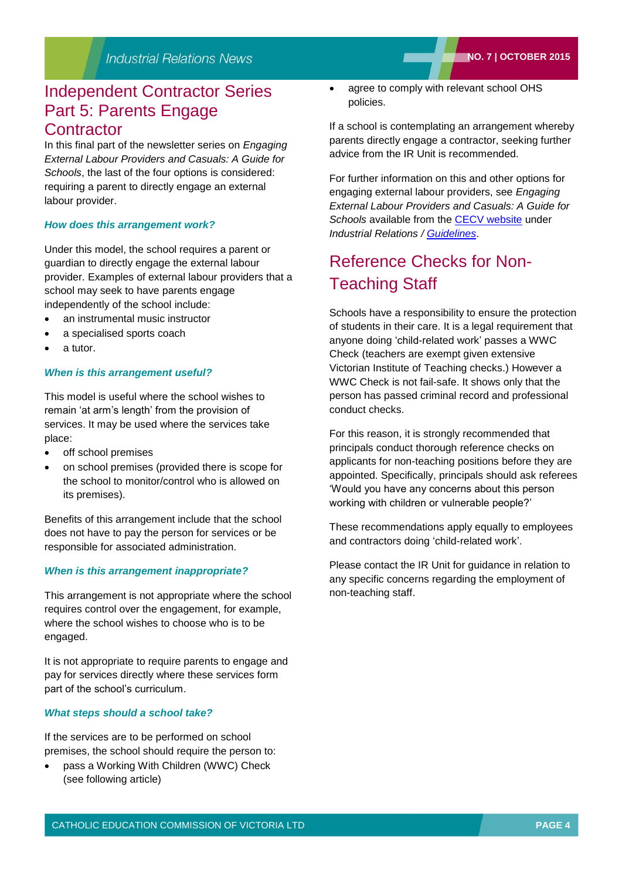## Independent Contractor Series Part 5: Parents Engage Contractor

In this final part of the newsletter series on *Engaging External Labour Providers and Casuals: A Guide for Schools*, the last of the four options is considered: requiring a parent to directly engage an external labour provider.

### *How does this arrangement work?*

Under this model, the school requires a parent or guardian to directly engage the external labour provider. Examples of external labour providers that a school may seek to have parents engage independently of the school include:

- an instrumental music instructor
- a specialised sports coach
- a tutor.

### *When is this arrangement useful?*

This model is useful where the school wishes to remain 'at arm's length' from the provision of services. It may be used where the services take place:

- off school premises
- on school premises (provided there is scope for the school to monitor/control who is allowed on its premises).

Benefits of this arrangement include that the school does not have to pay the person for services or be responsible for associated administration.

### *When is this arrangement inappropriate?*

This arrangement is not appropriate where the school requires control over the engagement, for example, where the school wishes to choose who is to be engaged.

It is not appropriate to require parents to engage and pay for services directly where these services form part of the school's curriculum.

### *What steps should a school take?*

If the services are to be performed on school premises, the school should require the person to:

- pass a Working With Children (WWC) Check (see following article)
- agree to comply with relevant school OHS policies.

If a school is contemplating an arrangement whereby parents directly engage a contractor, seeking further advice from the IR Unit is recommended.

For further information on this and other options for engaging external labour providers, see *Engaging External Labour Providers and Casuals: A Guide for Schools* available from the CECV website under *Industrial Relations* / *Guidelines*.

## Reference Checks for Non-Teaching Staff

Schools have a responsibility to ensure the protection of students in their care. It is a legal requirement that anyone doing 'child-related work' passes a WWC Check (teachers are exempt given extensive Victorian Institute of Teaching checks.) However a WWC Check is not fail-safe. It shows only that the person has passed criminal record and professional conduct checks.

For this reason, it is strongly recommended that principals conduct thorough reference checks on applicants for non-teaching positions before they are appointed. Specifically, principals should ask referees 'Would you have any concerns about this person working with children or vulnerable people?'

These recommendations apply equally to employees and contractors doing 'child-related work'.

Please contact the IR Unit for guidance in relation to any specific concerns regarding the employment of non-teaching staff.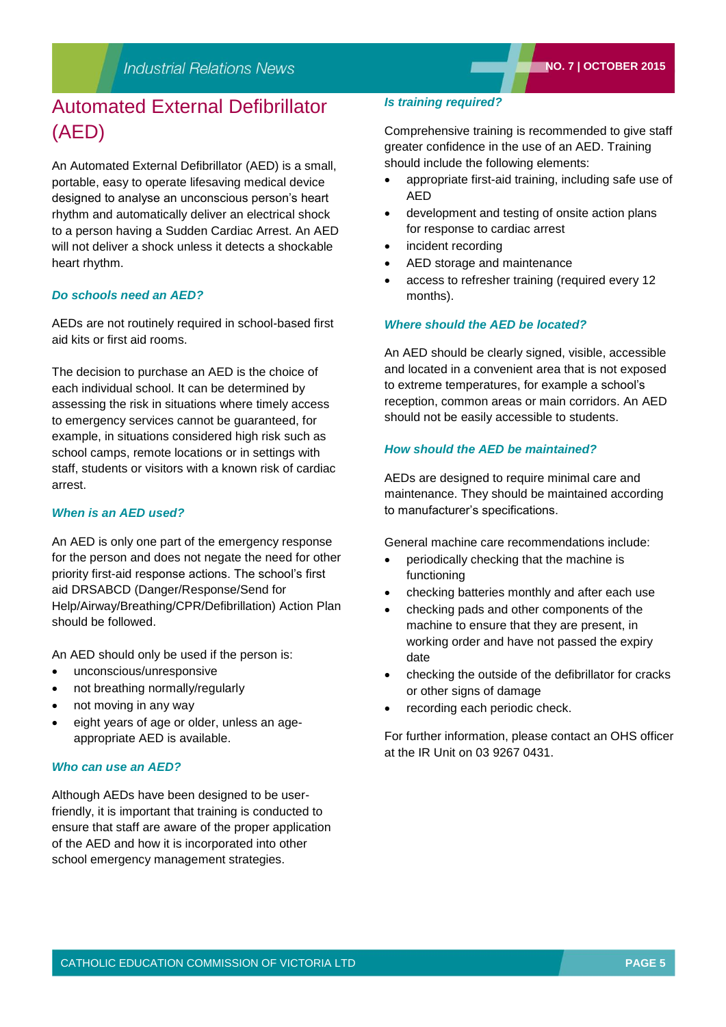# Automated External Defibrillator (AED)

An Automated External Defibrillator (AED) is a small, portable, easy to operate lifesaving medical device designed to analyse an unconscious person's heart rhythm and automatically deliver an electrical shock to a person having a Sudden Cardiac Arrest. An AED will not deliver a shock unless it detects a shockable heart rhythm.

### *Do schools need an AED?*

AEDs are not routinely required in school-based first aid kits or first aid rooms.

The decision to purchase an AED is the choice of each individual school. It can be determined by assessing the risk in situations where timely access to emergency services cannot be guaranteed, for example, in situations considered high risk such as school camps, remote locations or in settings with staff, students or visitors with a known risk of cardiac arrest.

### *When is an AED used?*

An AED is only one part of the emergency response for the person and does not negate the need for other priority first-aid response actions. The school's first aid DRSABCD (Danger/Response/Send for Help/Airway/Breathing/CPR/Defibrillation) Action Plan should be followed.

An AED should only be used if the person is:

- unconscious/unresponsive
- not breathing normally/regularly
- not moving in any way
- eight years of age or older, unless an age-appropriate AED is available.

### *Who can use an AED?*

Although AEDs have been designed to be user-friendly, it is important that training is conducted to ensure that staff are aware of the proper application of the AED and how it is incorporated into other school emergency management strategies.

### *Is training required?*

Comprehensive training is recommended to give staff greater confidence in the use of an AED. Training should include the following elements:

- appropriate first-aid training, including safe use of AED
- development and testing of onsite action plans for response to cardiac arrest
- incident recording
- AED storage and maintenance
- access to refresher training (required every 12 months).

### *Where should the AED be located?*

An AED should be clearly signed, visible, accessible and located in a convenient area that is not exposed to extreme temperatures, for example a school's reception, common areas or main corridors. An AED should not be easily accessible to students.

### *How should the AED be maintained?*

AEDs are designed to require minimal care and maintenance. They should be maintained according to manufacturer's specifications.

General machine care recommendations include:

- periodically checking that the machine is functioning
- checking batteries monthly and after each use
- checking pads and other components of the machine to ensure that they are present, in working order and have not passed the expiry date
- checking the outside of the defibrillator for cracks or other signs of damage
- recording each periodic check.

For further information, please contact an OHS officer at the IR Unit on 03 9267 0431.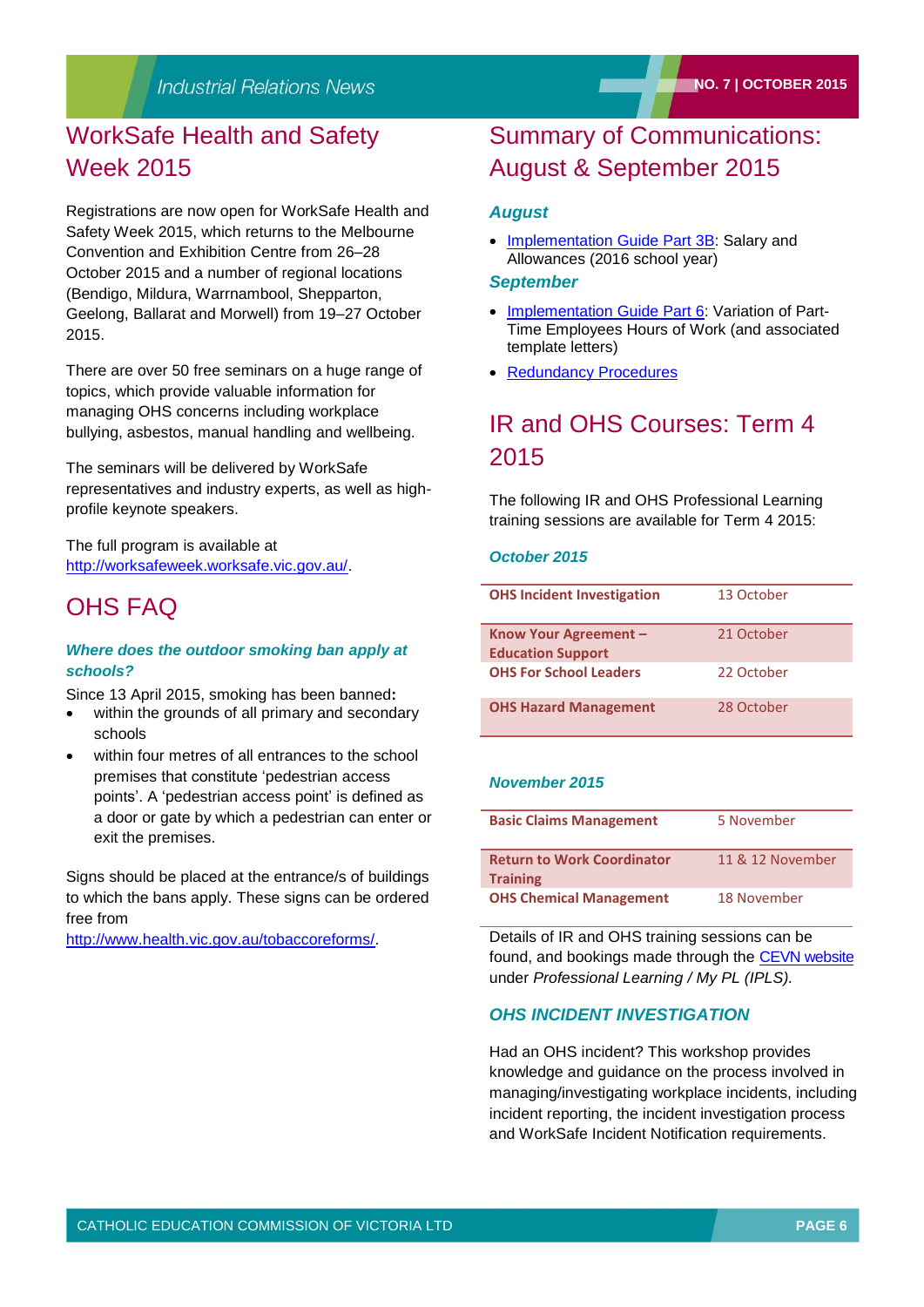# WorkSafe Health and Safety Week 2015

Registrations are now open for WorkSafe Health and Safety Week 2015, which returns to the Melbourne Convention and Exhibition Centre from 26–28 October 2015 and a number of regional locations (Bendigo, Mildura, Warrnambool, Shepparton, Geelong, Ballarat and Morwell) from 19–27 October 2015.

There are over 50 free seminars on a huge range of topics, which provide valuable information for managing OHS concerns including workplace bullying, asbestos, manual handling and wellbeing.

The seminars will be delivered by WorkSafe representatives and industry experts, as well as high-profile keynote speakers.

The full program is available at http://worksafeweek.worksafe.vic.gov.au/.

# OHS FAQ

### *Where does the outdoor smoking ban apply at schools?*

Since 13 April 2015, smoking has been banned**:**

- within the grounds of all primary and secondary schools
- within four metres of all entrances to the school premises that constitute 'pedestrian access points'. A 'pedestrian access point' is defined as a door or gate by which a pedestrian can enter or exit the premises.

Signs should be placed at the entrance/s of buildings to which the bans apply. These signs can be ordered free from http://www.health.vic.gov.au/tobaccoreforms/.

# Summary of Communications: August & September 2015

### *August*

- Implementation Guide Part 3B: Salary and Allowances (2016 school year)

### *September*

- Implementation Guide Part 6: Variation of Part-Time Employees Hours of Work (and associated template letters)
- Redundancy Procedures

# IR and OHS Courses: Term 4 2015

The following IR and OHS Professional Learning training sessions are available for Term 4 2015:

### *October 2015*

| Course | Date |
|---|---|
| **OHS Incident Investigation** | 13 October |
| **Know Your Agreement – Education Support** | 21 October |
| **OHS For School Leaders** | 22 October |
| **OHS Hazard Management** | 28 October |

### *November 2015*

| Course | Date |
|---|---|
| **Basic Claims Management** | 5 November |
| **Return to Work Coordinator Training** | 11 & 12 November |
| **OHS Chemical Management** | 18 November |

Details of IR and OHS training sessions can be found, and bookings made through the CEVN website under *Professional Learning / My PL (IPLS).*

### *OHS INCIDENT INVESTIGATION*

Had an OHS incident? This workshop provides knowledge and guidance on the process involved in managing/investigating workplace incidents, including incident reporting, the incident investigation process and WorkSafe Incident Notification requirements.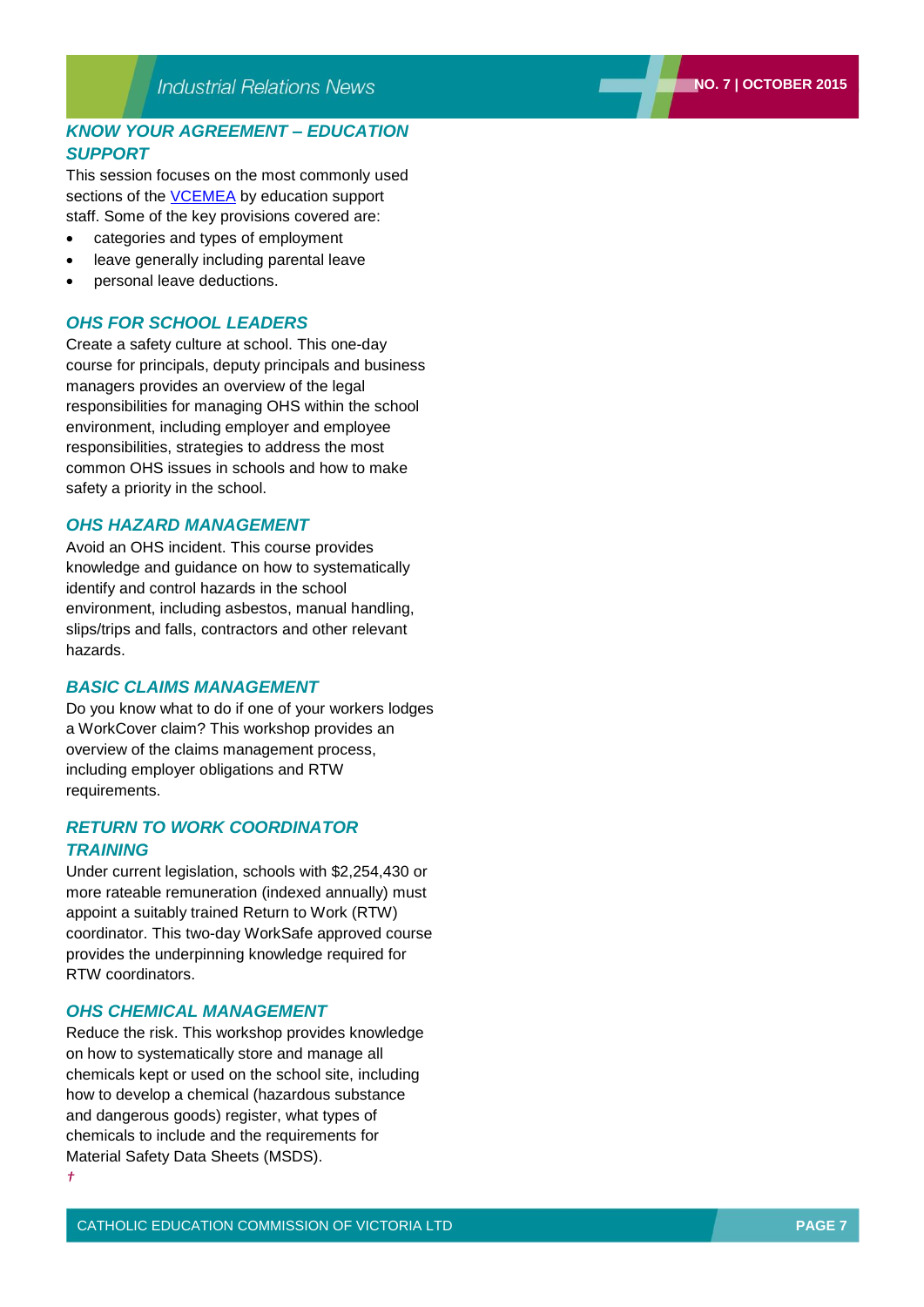## KNOW YOUR AGREEMENT – EDUCATION SUPPORT

This session focuses on the most commonly used sections of the VCEMEA by education support staff. Some of the key provisions covered are:

- categories and types of employment
- leave generally including parental leave
- personal leave deductions.

## OHS FOR SCHOOL LEADERS

Create a safety culture at school. This one-day course for principals, deputy principals and business managers provides an overview of the legal responsibilities for managing OHS within the school environment, including employer and employee responsibilities, strategies to address the most common OHS issues in schools and how to make safety a priority in the school.

## OHS HAZARD MANAGEMENT

Avoid an OHS incident. This course provides knowledge and guidance on how to systematically identify and control hazards in the school environment, including asbestos, manual handling, slips/trips and falls, contractors and other relevant hazards.

## BASIC CLAIMS MANAGEMENT

Do you know what to do if one of your workers lodges a WorkCover claim? This workshop provides an overview of the claims management process, including employer obligations and RTW requirements.

## RETURN TO WORK COORDINATOR TRAINING

Under current legislation, schools with $2,254,430 or more rateable remuneration (indexed annually) must appoint a suitably trained Return to Work (RTW) coordinator. This two-day WorkSafe approved course provides the underpinning knowledge required for RTW coordinators.

## OHS CHEMICAL MANAGEMENT

Reduce the risk. This workshop provides knowledge on how to systematically store and manage all chemicals kept or used on the school site, including how to develop a chemical (hazardous substance and dangerous goods) register, what types of chemicals to include and the requirements for Material Safety Data Sheets (MSDS).

†